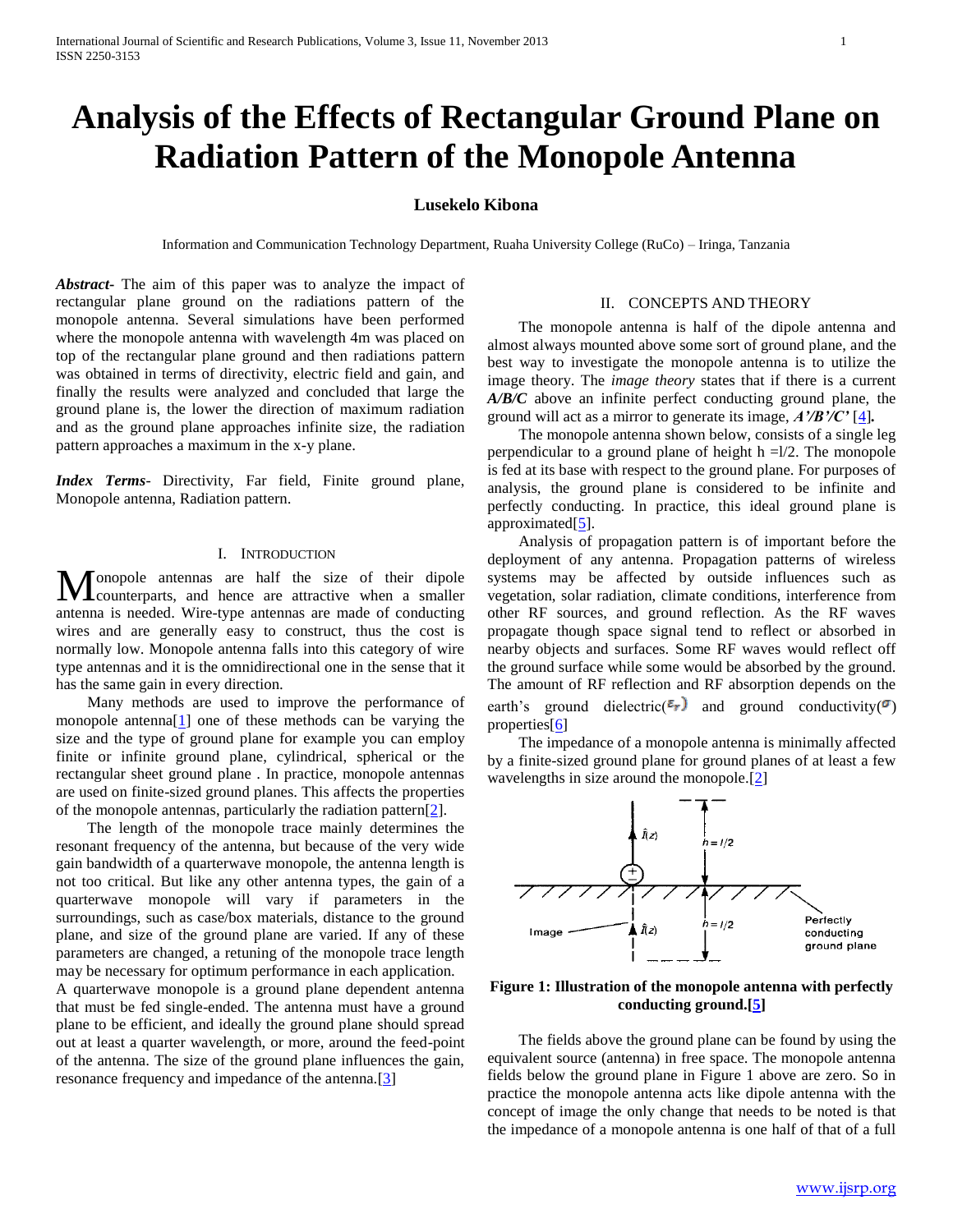# Analysis of the Effects of Rectangular Ground Plane on Radiation Pattern of the Monopole Antenna

**Lusekelo Kibona**

Information and Communication Technology Department, Ruaha University College (RuCo) – Iringa, Tanzania

***Abstract-*** The aim of this paper was to analyze the impact of rectangular plane ground on the radiations pattern of the monopole antenna. Several simulations have been performed where the monopole antenna with wavelength 4m was placed on top of the rectangular plane ground and then radiations pattern was obtained in terms of directivity, electric field and gain, and finally the results were analyzed and concluded that large the ground plane is, the lower the direction of maximum radiation and as the ground plane approaches infinite size, the radiation pattern approaches a maximum in the x-y plane.

***Index Terms-*** Directivity, Far field, Finite ground plane, Monopole antenna, Radiation pattern.

## I. INTRODUCTION

Monopole antennas are half the size of their dipole counterparts, and hence are attractive when a smaller antenna is needed. Wire-type antennas are made of conducting wires and are generally easy to construct, thus the cost is normally low. Monopole antenna falls into this category of wire type antennas and it is the omnidirectional one in the sense that it has the same gain in every direction.

Many methods are used to improve the performance of monopole antenna[1] one of these methods can be varying the size and the type of ground plane for example you can employ finite or infinite ground plane, cylindrical, spherical or the rectangular sheet ground plane . In practice, monopole antennas are used on finite-sized ground planes. This affects the properties of the monopole antennas, particularly the radiation pattern[2].

The length of the monopole trace mainly determines the resonant frequency of the antenna, but because of the very wide gain bandwidth of a quarterwave monopole, the antenna length is not too critical. But like any other antenna types, the gain of a quarterwave monopole will vary if parameters in the surroundings, such as case/box materials, distance to the ground plane, and size of the ground plane are varied. If any of these parameters are changed, a retuning of the monopole trace length may be necessary for optimum performance in each application.
A quarterwave monopole is a ground plane dependent antenna that must be fed single-ended. The antenna must have a ground plane to be efficient, and ideally the ground plane should spread out at least a quarter wavelength, or more, around the feed-point of the antenna. The size of the ground plane influences the gain, resonance frequency and impedance of the antenna.[3]

## II. CONCEPTS AND THEORY

The monopole antenna is half of the dipole antenna and almost always mounted above some sort of ground plane, and the best way to investigate the monopole antenna is to utilize the image theory. The *image theory* states that if there is a current ***A/B/C*** above an infinite perfect conducting ground plane, the ground will act as a mirror to generate its image, ***A'/B'/C'*** [4]**.**

The monopole antenna shown below, consists of a single leg perpendicular to a ground plane of height h =l/2. The monopole is fed at its base with respect to the ground plane. For purposes of analysis, the ground plane is considered to be infinite and perfectly conducting. In practice, this ideal ground plane is approximated[5].

Analysis of propagation pattern is of important before the deployment of any antenna. Propagation patterns of wireless systems may be affected by outside influences such as vegetation, solar radiation, climate conditions, interference from other RF sources, and ground reflection. As the RF waves propagate though space signal tend to reflect or absorbed in nearby objects and surfaces. Some RF waves would reflect off the ground surface while some would be absorbed by the ground. The amount of RF reflection and RF absorption depends on the earth's ground dielectric($\varepsilon_r$) and ground conductivity($\sigma$) properties[6]

The impedance of a monopole antenna is minimally affected by a finite-sized ground plane for ground planes of at least a few wavelengths in size around the monopole.[2]

**Figure 1: Illustration of the monopole antenna with perfectly conducting ground.[5]**

The fields above the ground plane can be found by using the equivalent source (antenna) in free space. The monopole antenna fields below the ground plane in Figure 1 above are zero. So in practice the monopole antenna acts like dipole antenna with the concept of image the only change that needs to be noted is that the impedance of a monopole antenna is one half of that of a full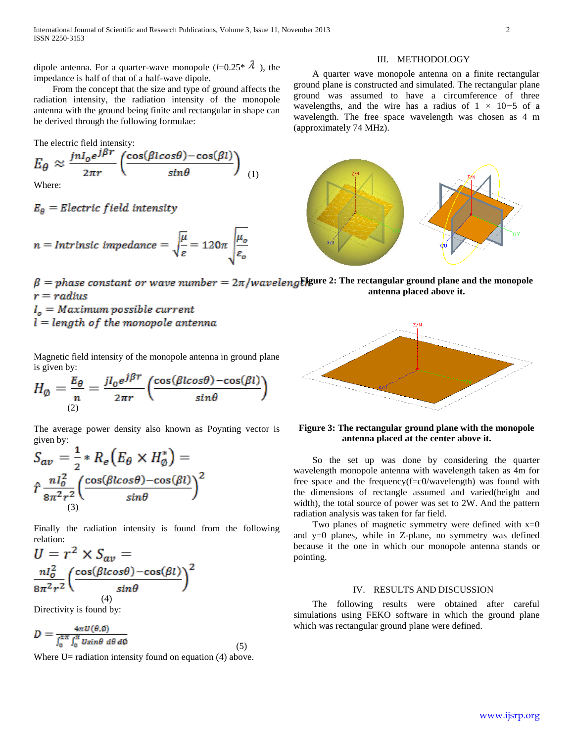dipole antenna. For a quarter-wave monopole ($l$=0.25* $\lambda$ ), the impedance is half of that of a half-wave dipole.

From the concept that the size and type of ground affects the radiation intensity, the radiation intensity of the monopole antenna with the ground being finite and rectangular in shape can be derived through the following formulae:

The electric field intensity:

$$E_\theta \approx \frac{jnI_o e^{j\beta r}}{2\pi r}\left(\frac{\cos(\beta l\cos\theta)-\cos(\beta l)}{\sin\theta}\right) \quad (1)$$

Where:

$E_\theta = Electric\ field\ intensity$

$n = Intrinsic\ impedance = \sqrt{\frac{\mu}{\varepsilon}} = 120\pi\sqrt{\frac{\mu_o}{\varepsilon_o}}$

$\beta = phase\ constant\ or\ wave\ number = 2\pi/wavelength$

$r = radius$

$I_o = Maximum\ possible\ current$

$l = length\ of\ the\ monopole\ antenna$

Magnetic field intensity of the monopole antenna in ground plane is given by:

$$H_\phi = \frac{E_\theta}{n} = \frac{jI_o e^{j\beta r}}{2\pi r}\left(\frac{\cos(\beta l\cos\theta)-\cos(\beta l)}{\sin\theta}\right) \quad (2)$$

The average power density also known as Poynting vector is given by:

$$S_{av} = \frac{1}{2} * R_e\left(E_\theta \times H_\phi^*\right) = \hat{r}\,\frac{nI_o^2}{8\pi^2 r^2}\left(\frac{\cos(\beta l\cos\theta)-\cos(\beta l)}{\sin\theta}\right)^2 \quad (3)$$

Finally the radiation intensity is found from the following relation:

$$U = r^2 \times S_{av} = \frac{nI_o^2}{8\pi^2 r^2}\left(\frac{\cos(\beta l\cos\theta)-\cos(\beta l)}{\sin\theta}\right)^2 \quad (4)$$

Directivity is found by:

$$D = \frac{4\pi U(\theta,\phi)}{\int_0^{2\pi}\int_0^{\pi} U\sin\theta\, d\theta\, d\phi} \quad (5)$$

Where U= radiation intensity found on equation (4) above.

## III. METHODOLOGY

A quarter wave monopole antenna on a finite rectangular ground plane is constructed and simulated. The rectangular plane ground was assumed to have a circumference of three wavelengths, and the wire has a radius of 1 × 10−5 of a wavelength. The free space wavelength was chosen as 4 m (approximately 74 MHz).

**Figure 2: The rectangular ground plane and the monopole antenna placed above it.**

**Figure 3: The rectangular ground plane with the monopole antenna placed at the center above it.**

So the set up was done by considering the quarter wavelength monopole antenna with wavelength taken as 4m for free space and the frequency(f=c0/wavelength) was found with the dimensions of rectangle assumed and varied(height and width), the total source of power was set to 2W. And the pattern radiation analysis was taken for far field.

Two planes of magnetic symmetry were defined with x=0 and y=0 planes, while in Z-plane, no symmetry was defined because it the one in which our monopole antenna stands or pointing.

## IV. RESULTS AND DISCUSSION

The following results were obtained after careful simulations using FEKO software in which the ground plane which was rectangular ground plane were defined.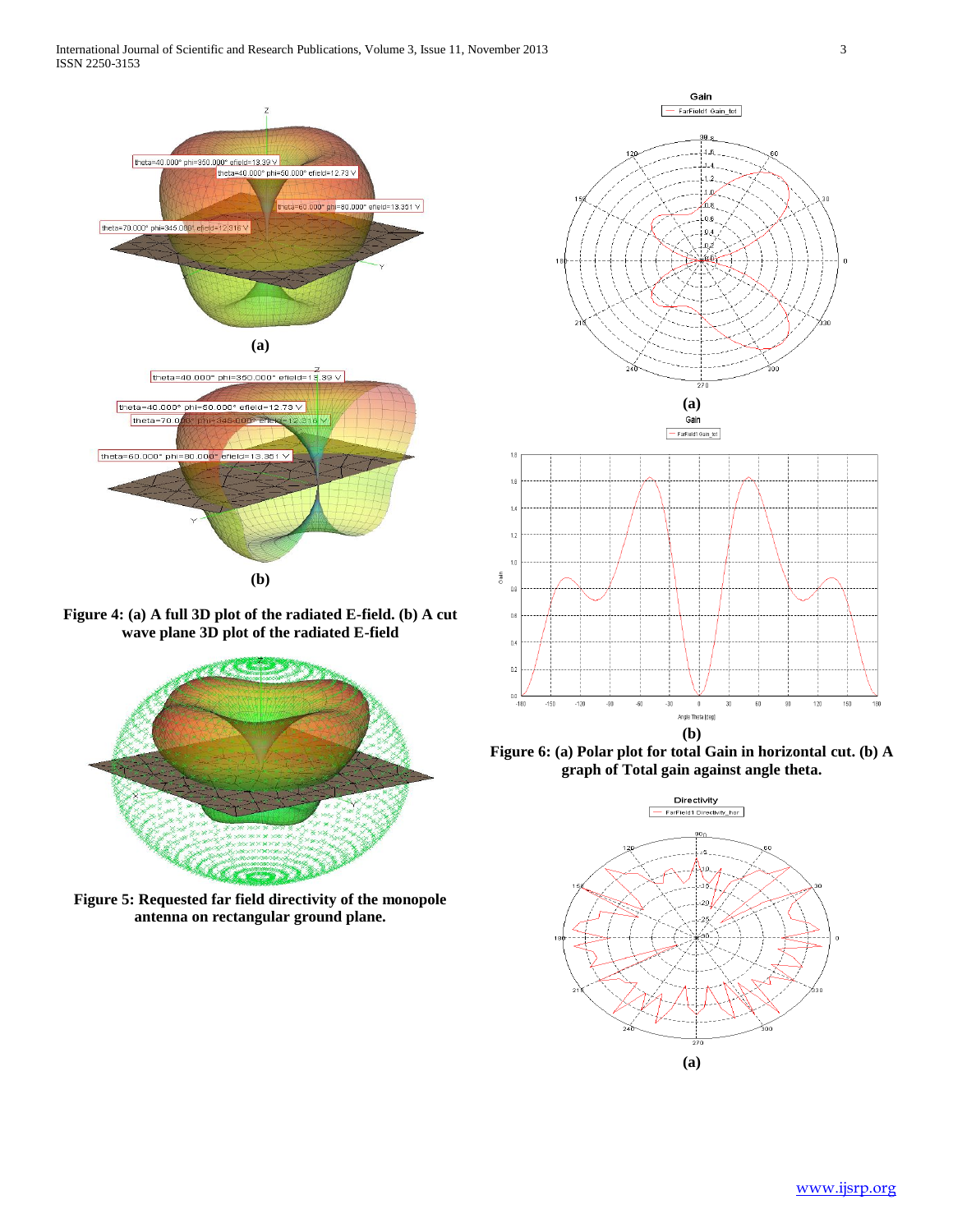**(a)**

**(b)**

**Figure 4: (a) A full 3D plot of the radiated E-field. (b) A cut wave plane 3D plot of the radiated E-field**

**Figure 5: Requested far field directivity of the monopole antenna on rectangular ground plane.**

**(a)**

**(b)**

**Figure 6: (a) Polar plot for total Gain in horizontal cut. (b) A graph of Total gain against angle theta.**

**(a)**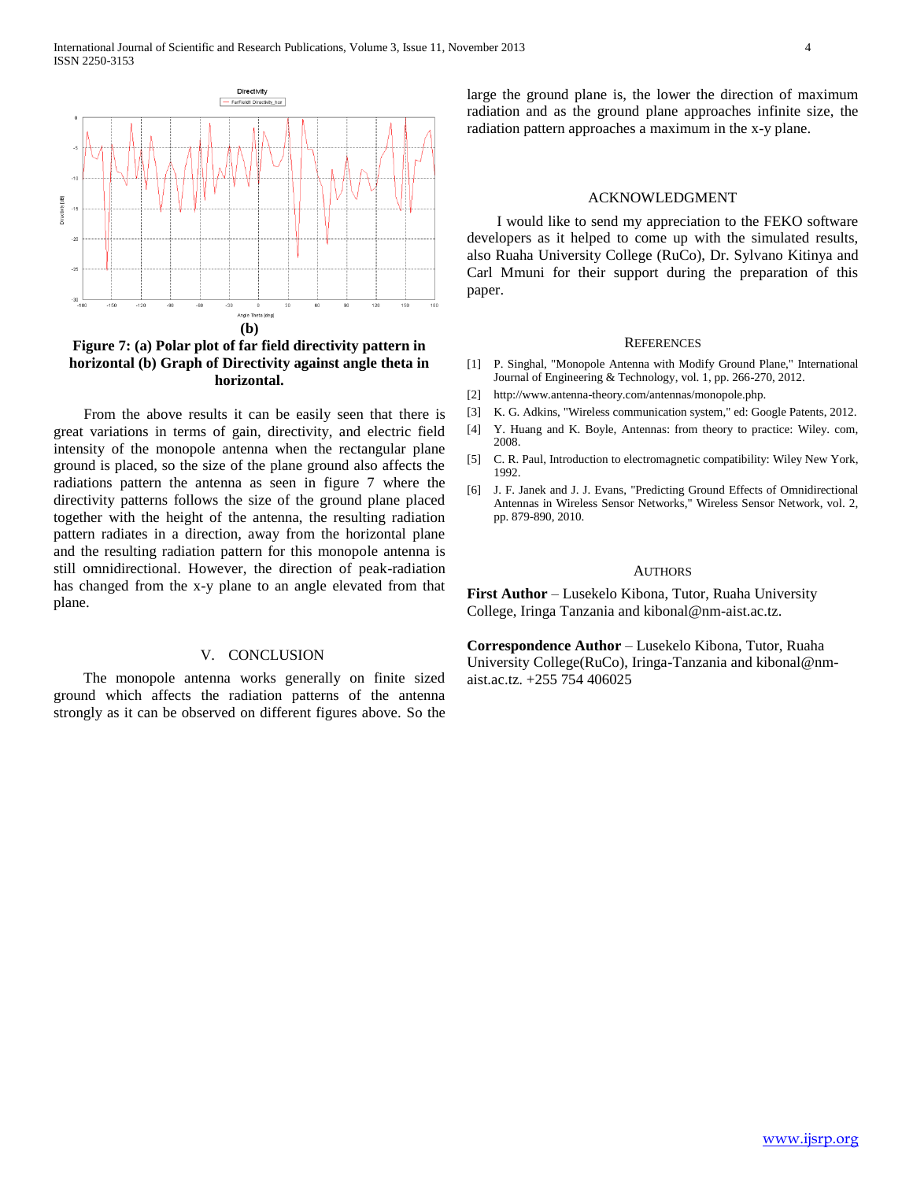Directivity

FarField Directivity_hor

0

-5

-10

-15

-20

-25

-30

Directivity [dB]

-180 -150 -120 -90 -60 -30 0 30 60 90 120 150 180

Angle Theta [deg]

**(b)**

**Figure 7: (a) Polar plot of far field directivity pattern in horizontal (b) Graph of Directivity against angle theta in horizontal.**

From the above results it can be easily seen that there is great variations in terms of gain, directivity, and electric field intensity of the monopole antenna when the rectangular plane ground is placed, so the size of the plane ground also affects the radiations pattern the antenna as seen in figure 7 where the directivity patterns follows the size of the ground plane placed together with the height of the antenna, the resulting radiation pattern radiates in a direction, away from the horizontal plane and the resulting radiation pattern for this monopole antenna is still omnidirectional. However, the direction of peak-radiation has changed from the x-y plane to an angle elevated from that plane.

## V. CONCLUSION

The monopole antenna works generally on finite sized ground which affects the radiation patterns of the antenna strongly as it can be observed on different figures above. So the large the ground plane is, the lower the direction of maximum radiation and as the ground plane approaches infinite size, the radiation pattern approaches a maximum in the x-y plane.

## ACKNOWLEDGMENT

I would like to send my appreciation to the FEKO software developers as it helped to come up with the simulated results, also Ruaha University College (RuCo), Dr. Sylvano Kitinya and Carl Mmuni for their support during the preparation of this paper.

## REFERENCES

[1] P. Singhal, "Monopole Antenna with Modify Ground Plane," International Journal of Engineering & Technology, vol. 1, pp. 266-270, 2012.

[2] http://www.antenna-theory.com/antennas/monopole.php.

[3] K. G. Adkins, "Wireless communication system," ed: Google Patents, 2012.

[4] Y. Huang and K. Boyle, Antennas: from theory to practice: Wiley. com, 2008.

[5] C. R. Paul, Introduction to electromagnetic compatibility: Wiley New York, 1992.

[6] J. F. Janek and J. J. Evans, "Predicting Ground Effects of Omnidirectional Antennas in Wireless Sensor Networks," Wireless Sensor Network, vol. 2, pp. 879-890, 2010.

## AUTHORS

**First Author** – Lusekelo Kibona, Tutor, Ruaha University College, Iringa Tanzania and kibonal@nm-aist.ac.tz.

**Correspondence Author** – Lusekelo Kibona, Tutor, Ruaha University College(RuCo), Iringa-Tanzania and kibonal@nm-aist.ac.tz. +255 754 406025